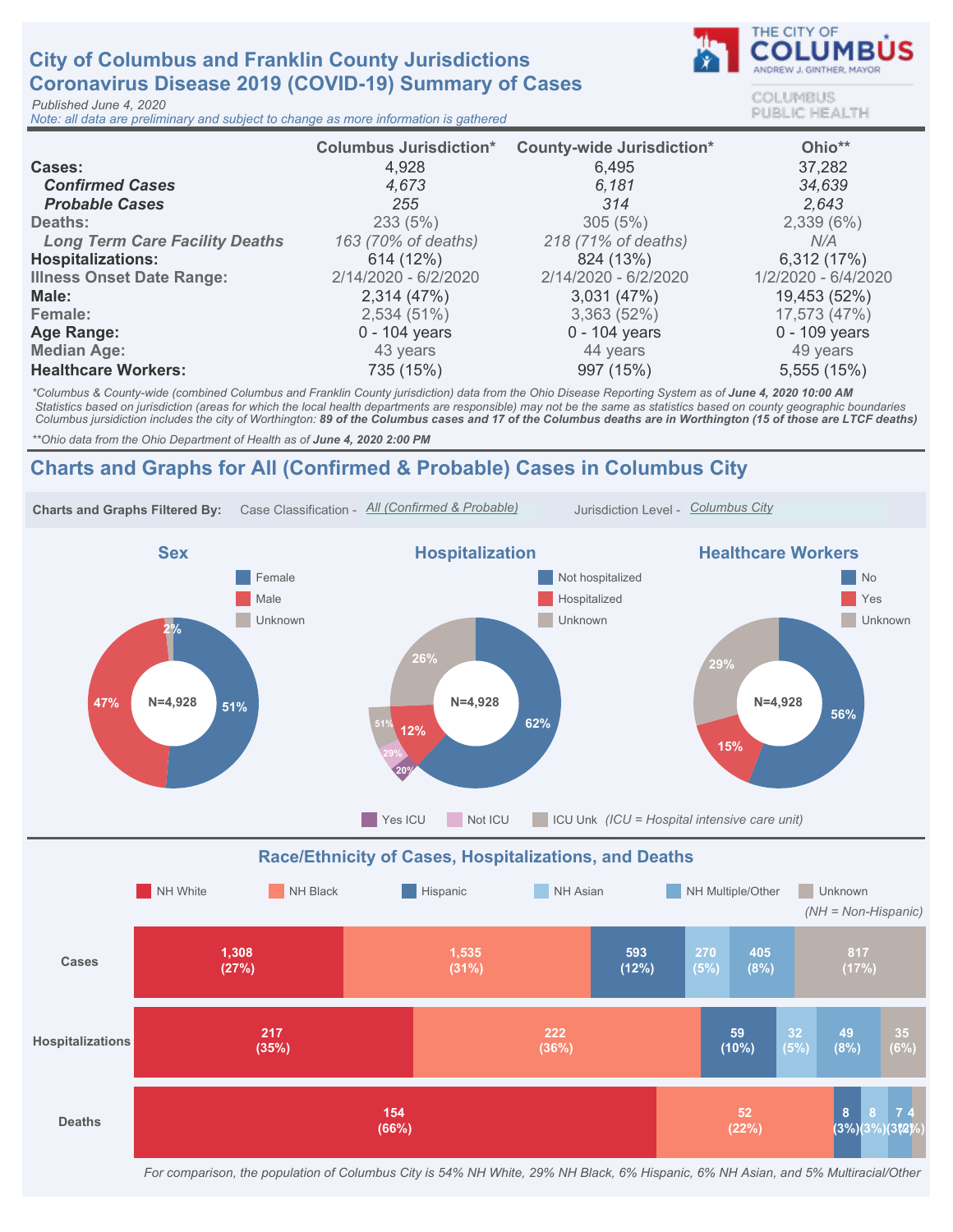# City of Columbus and Franklin County Jurisdictions
# Coronavirus Disease 2019 (COVID-19) Summary of Cases

THE CITY OF COLUMBUS
ANDREW J. GINTHER, MAYOR
COLUMBUS PUBLIC HEALTH

*Published June 4, 2020*
*Note: all data are preliminary and subject to change as more information is gathered*

| | Columbus Jurisdiction* | County-wide Jurisdiction* | Ohio** |
|---|---|---|---|
| **Cases:** | 4,928 | 6,495 | 37,282 |
| ***Confirmed Cases*** | *4,673* | *6,181* | *34,639* |
| ***Probable Cases*** | *255* | *314* | *2,643* |
| Deaths: | 233 (5%) | 305 (5%) | 2,339 (6%) |
| *Long Term Care Facility Deaths* | *163 (70% of deaths)* | *218 (71% of deaths)* | *N/A* |
| **Hospitalizations:** | 614 (12%) | 824 (13%) | 6,312 (17%) |
| Illness Onset Date Range: | 2/14/2020 - 6/2/2020 | 2/14/2020 - 6/2/2020 | 1/2/2020 - 6/4/2020 |
| **Male:** | 2,314 (47%) | 3,031 (47%) | 19,453 (52%) |
| Female: | 2,534 (51%) | 3,363 (52%) | 17,573 (47%) |
| **Age Range:** | 0 - 104 years | 0 - 104 years | 0 - 109 years |
| Median Age: | 43 years | 44 years | 49 years |
| **Healthcare Workers:** | 735 (15%) | 997 (15%) | 5,555 (15%) |

*\*Columbus & County-wide (combined Columbus and Franklin County jurisdiction) data from the Ohio Disease Reporting System as of **June 4, 2020 10:00 AM***
*Statistics based on jurisdiction (areas for which the local health departments are responsible) may not be the same as statistics based on county geographic boundaries*
*Columbus jurisdiction includes the city of Worthington: **89 of the Columbus cases and 17 of the Columbus deaths are in Worthington (15 of those are LTCF deaths)***

*\*\*Ohio data from the Ohio Department of Health as of **June 4, 2020 2:00 PM***

## Charts and Graphs for All (Confirmed & Probable) Cases in Columbus City

**Charts and Graphs Filtered By:** Case Classification - *All (Confirmed & Probable)* Jurisdiction Level - *Columbus City*

### Sex

N=4,928

| Category | Percent |
|---|---|
| Female | 51% |
| Male | 47% |
| Unknown | 2% |

### Hospitalization

N=4,928

| Category | Percent |
|---|---|
| Not hospitalized | 62% |
| Hospitalized | 12% |
| Unknown | 26% |

Of hospitalized: Yes ICU 20%, Not ICU 29%, ICU Unk 51% *(ICU = Hospital intensive care unit)*

### Healthcare Workers

N=4,928

| Category | Percent |
|---|---|
| No | 56% |
| Yes | 15% |
| Unknown | 29% |

### Race/Ethnicity of Cases, Hospitalizations, and Deaths

| | NH White | NH Black | Hispanic | NH Asian | NH Multiple/Other | Unknown |
|---|---|---|---|---|---|---|
| Cases | 1,308 (27%) | 1,535 (31%) | 593 (12%) | 270 (5%) | 405 (8%) | 817 (17%) |
| Hospitalizations | 217 (35%) | 222 (36%) | 59 (10%) | 32 (5%) | 49 (8%) | 35 (6%) |
| Deaths | 154 (66%) | 52 (22%) | 8 (3%) | 8 (3%) | 7 (3%) | 4 (2%) |

*(NH = Non-Hispanic)*

*For comparison, the population of Columbus City is 54% NH White, 29% NH Black, 6% Hispanic, 6% NH Asian, and 5% Multiracial/Other*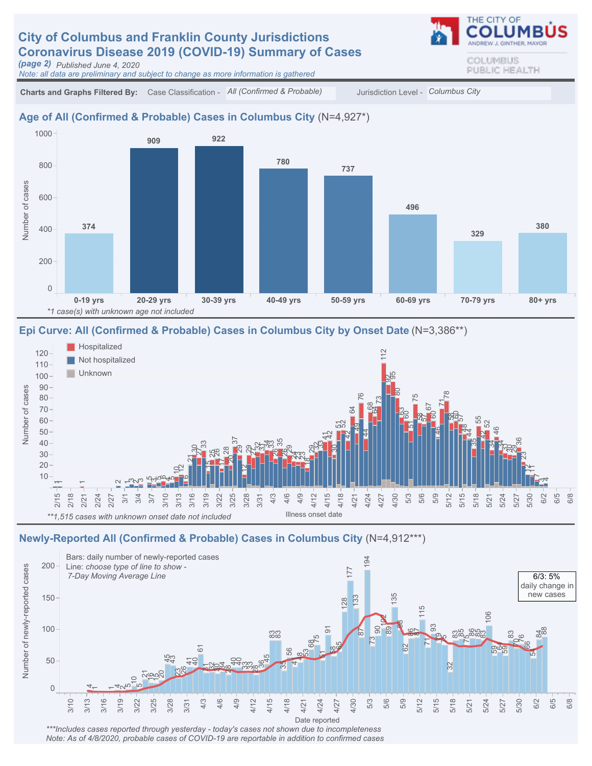# City of Columbus and Franklin County Jurisdictions
# Coronavirus Disease 2019 (COVID-19) Summary of Cases

*(page 2)* *Published June 4, 2020*

*Note: all data are preliminary and subject to change as more information is gathered*

THE CITY OF COLUMBUS
ANDREW J. GINTHER, MAYOR

COLUMBUS PUBLIC HEALTH

**Charts and Graphs Filtered By:** Case Classification - *All (Confirmed & Probable)* Jurisdiction Level - *Columbus City*

## Age of All (Confirmed & Probable) Cases in Columbus City (N=4,927*)

| Age group | Number of cases |
|---|---|
| 0-19 yrs | 374 |
| 20-29 yrs | 909 |
| 30-39 yrs | 922 |
| 40-49 yrs | 780 |
| 50-59 yrs | 737 |
| 60-69 yrs | 496 |
| 70-79 yrs | 329 |
| 80+ yrs | 380 |

*\*1 case(s) with unknown age not included*

## Epi Curve: All (Confirmed & Probable) Cases in Columbus City by Onset Date (N=3,386**)

Legend: Hospitalized; Not hospitalized; Unknown

Y-axis: Number of cases. X-axis: Illness onset date (2/15 – 6/8)

*\*\*1,515 cases with unknown onset date not included*

## Newly-Reported All (Confirmed & Probable) Cases in Columbus City (N=4,912***)

Bars: daily number of newly-reported cases
Line: *choose type of line to show -*
*7-Day Moving Average Line*

6/3: 5%
daily change in new cases

Y-axis: Number of newly-reported cases. X-axis: Date reported (3/10 – 6/8)

*\*\*\*Includes cases reported through yesterday - today's cases not shown due to incompleteness*
*Note: As of 4/8/2020, probable cases of COVID-19 are reportable in addition to confirmed cases*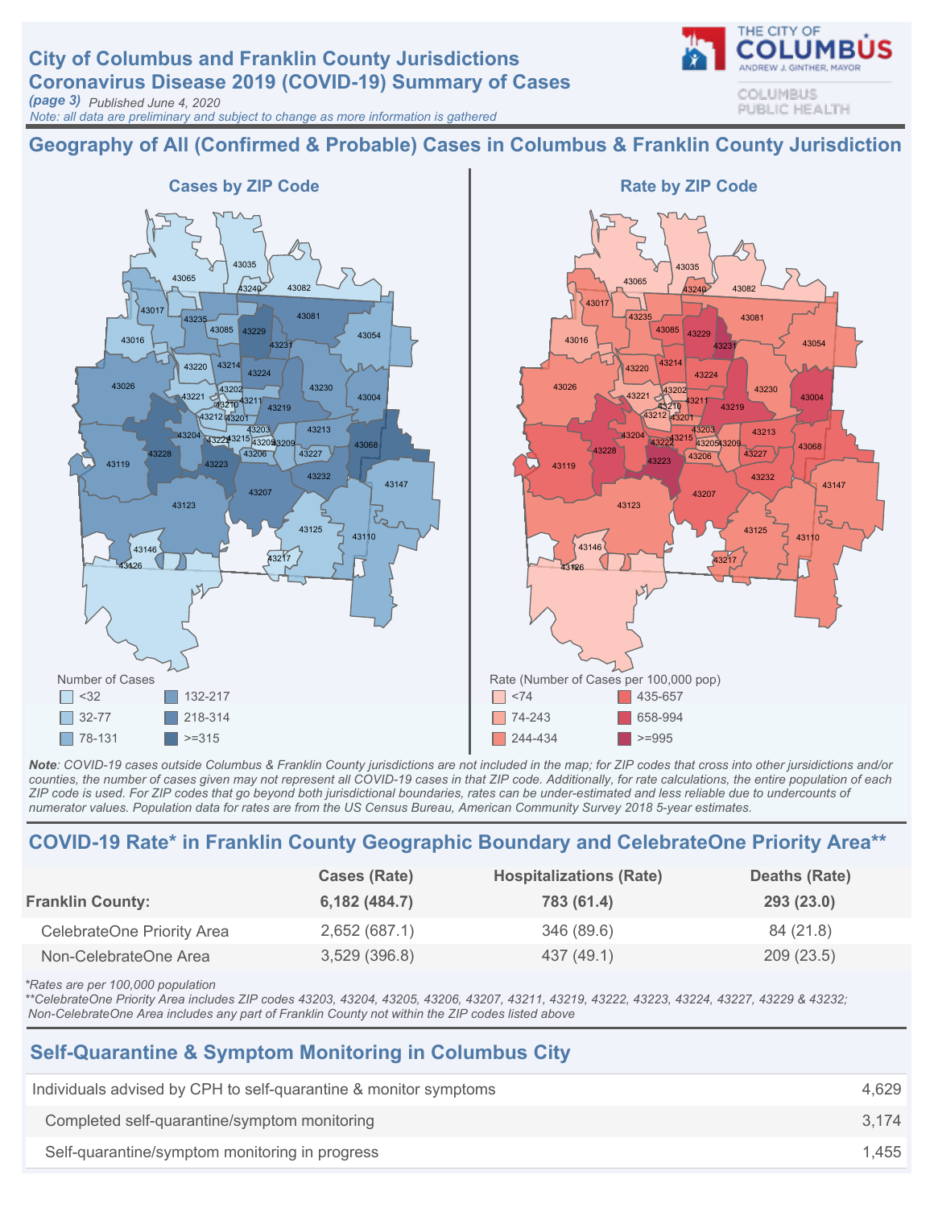# City of Columbus and Franklin County Jurisdictions
# Coronavirus Disease 2019 (COVID-19) Summary of Cases

*(page 3)* *Published June 4, 2020*

*Note: all data are preliminary and subject to change as more information is gathered*

THE CITY OF COLUMBUS
ANDREW J. GINTHER, MAYOR

COLUMBUS PUBLIC HEALTH

## Geography of All (Confirmed & Probable) Cases in Columbus & Franklin County Jurisdiction

### Cases by ZIP Code

43035
43065
43240
43082
43017
43081
43235
43085
43229
43054
43016
43231
43220
43214
43224
43026
43230
43221
43202
43004
43211
43210
43219
43212
43201
43203
43213
43204
43222
43215
43205
43209
43068
43228
43206
43227
43119
43223
43232
43147
43207
43123
43125
43110
43146
43217
43126

Number of Cases
<32
32-77
78-131
132-217
218-314
>=315

### Rate by ZIP Code

43035
43065
43240
43082
43017
43081
43235
43085
43229
43016
43231
43054
43220
43214
43224
43026
43230
43221
43202
43004
43211
43219
43210
43212
43201
43203
43213
43204
43222
43215
43205
43209
43068
43228
43206
43227
43119
43223
43232
43147
43207
43123
43125
43110
43146
43217
43126

Rate (Number of Cases per 100,000 pop)
<74
74-243
244-434
435-657
658-994
>=995

***Note**: COVID-19 cases outside Columbus & Franklin County jurisdictions are not included in the map; for ZIP codes that cross into other jursidictions and/or counties, the number of cases given may not represent all COVID-19 cases in that ZIP code. Additionally, for rate calculations, the entire population of each ZIP code is used. For ZIP codes that go beyond both jurisdictional boundaries, rates can be under-estimated and less reliable due to undercounts of numerator values. Population data for rates are from the US Census Bureau, American Community Survey 2018 5-year estimates.*

## COVID-19 Rate* in Franklin County Geographic Boundary and CelebrateOne Priority Area**

| | Cases (Rate) | Hospitalizations (Rate) | Deaths (Rate) |
|---|---|---|---|
| **Franklin County:** | **6,182 (484.7)** | **783 (61.4)** | **293 (23.0)** |
| CelebrateOne Priority Area | 2,652 (687.1) | 346 (89.6) | 84 (21.8) |
| Non-CelebrateOne Area | 3,529 (396.8) | 437 (49.1) | 209 (23.5) |

*\*Rates are per 100,000 population*

*\*\*CelebrateOne Priority Area includes ZIP codes 43203, 43204, 43205, 43206, 43207, 43211, 43219, 43222, 43223, 43224, 43227, 43229 & 43232; Non-CelebrateOne Area includes any part of Franklin County not within the ZIP codes listed above*

## Self-Quarantine & Symptom Monitoring in Columbus City

| | |
|---|---|
| Individuals advised by CPH to self-quarantine & monitor symptoms | 4,629 |
| Completed self-quarantine/symptom monitoring | 3,174 |
| Self-quarantine/symptom monitoring in progress | 1,455 |